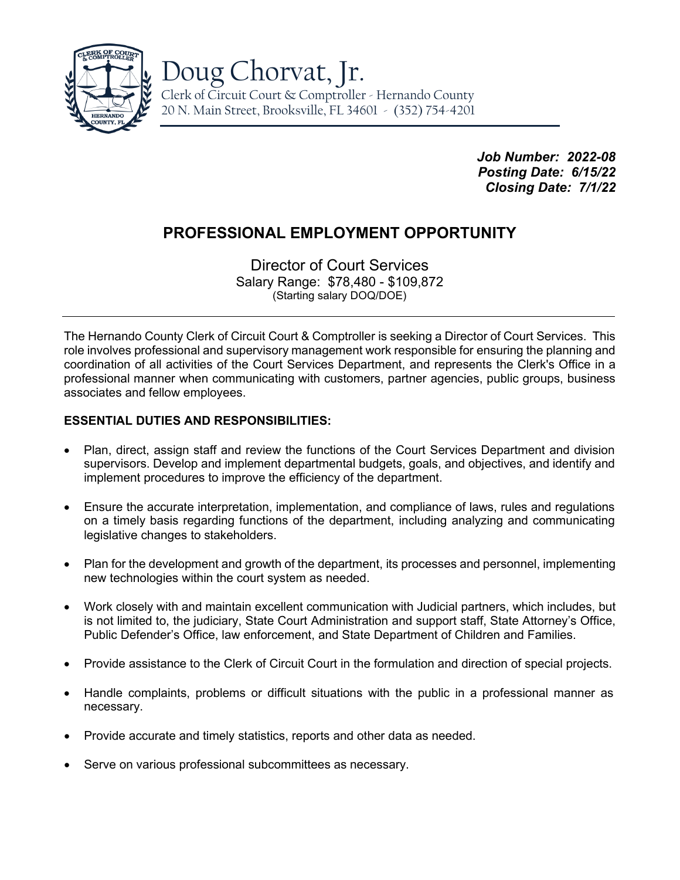# Doug Chorvat, Jr.

Clerk of Circuit Court & Comptroller - Hernando County
20 N. Main Street, Brooksville, FL 34601 - (352) 754-4201

***Job Number: 2022-08***
***Posting Date: 6/15/22***
***Closing Date: 7/1/22***

## PROFESSIONAL EMPLOYMENT OPPORTUNITY

Director of Court Services
Salary Range: $78,480 - $109,872
(Starting salary DOQ/DOE)

---

The Hernando County Clerk of Circuit Court & Comptroller is seeking a Director of Court Services. This role involves professional and supervisory management work responsible for ensuring the planning and coordination of all activities of the Court Services Department, and represents the Clerk's Office in a professional manner when communicating with customers, partner agencies, public groups, business associates and fellow employees.

**ESSENTIAL DUTIES AND RESPONSIBILITIES:**

- Plan, direct, assign staff and review the functions of the Court Services Department and division supervisors. Develop and implement departmental budgets, goals, and objectives, and identify and implement procedures to improve the efficiency of the department.
- Ensure the accurate interpretation, implementation, and compliance of laws, rules and regulations on a timely basis regarding functions of the department, including analyzing and communicating legislative changes to stakeholders.
- Plan for the development and growth of the department, its processes and personnel, implementing new technologies within the court system as needed.
- Work closely with and maintain excellent communication with Judicial partners, which includes, but is not limited to, the judiciary, State Court Administration and support staff, State Attorney's Office, Public Defender's Office, law enforcement, and State Department of Children and Families.
- Provide assistance to the Clerk of Circuit Court in the formulation and direction of special projects.
- Handle complaints, problems or difficult situations with the public in a professional manner as necessary.
- Provide accurate and timely statistics, reports and other data as needed.
- Serve on various professional subcommittees as necessary.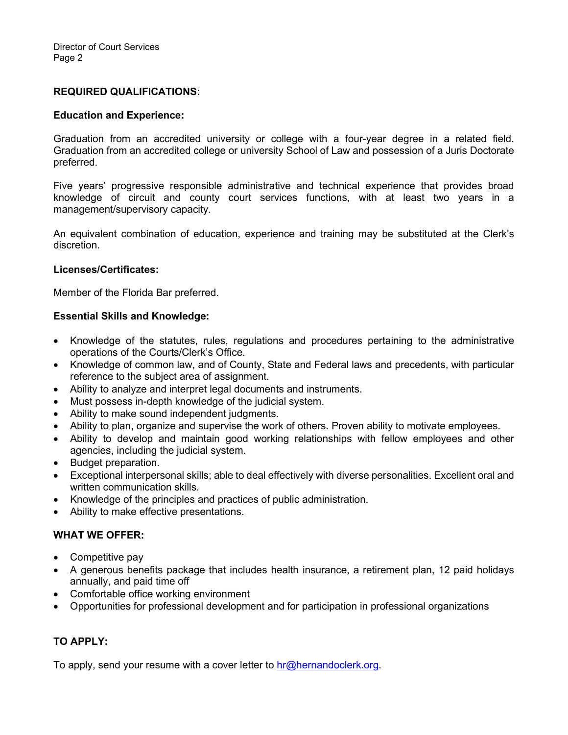## REQUIRED QUALIFICATIONS:

### Education and Experience:

Graduation from an accredited university or college with a four-year degree in a related field. Graduation from an accredited college or university School of Law and possession of a Juris Doctorate preferred.

Five years' progressive responsible administrative and technical experience that provides broad knowledge of circuit and county court services functions, with at least two years in a management/supervisory capacity.

An equivalent combination of education, experience and training may be substituted at the Clerk's discretion.

### Licenses/Certificates:

Member of the Florida Bar preferred.

### Essential Skills and Knowledge:

- Knowledge of the statutes, rules, regulations and procedures pertaining to the administrative operations of the Courts/Clerk's Office.
- Knowledge of common law, and of County, State and Federal laws and precedents, with particular reference to the subject area of assignment.
- Ability to analyze and interpret legal documents and instruments.
- Must possess in-depth knowledge of the judicial system.
- Ability to make sound independent judgments.
- Ability to plan, organize and supervise the work of others. Proven ability to motivate employees.
- Ability to develop and maintain good working relationships with fellow employees and other agencies, including the judicial system.
- Budget preparation.
- Exceptional interpersonal skills; able to deal effectively with diverse personalities. Excellent oral and written communication skills.
- Knowledge of the principles and practices of public administration.
- Ability to make effective presentations.

## WHAT WE OFFER:

- Competitive pay
- A generous benefits package that includes health insurance, a retirement plan, 12 paid holidays annually, and paid time off
- Comfortable office working environment
- Opportunities for professional development and for participation in professional organizations

## TO APPLY:

To apply, send your resume with a cover letter to hr@hernandoclerk.org.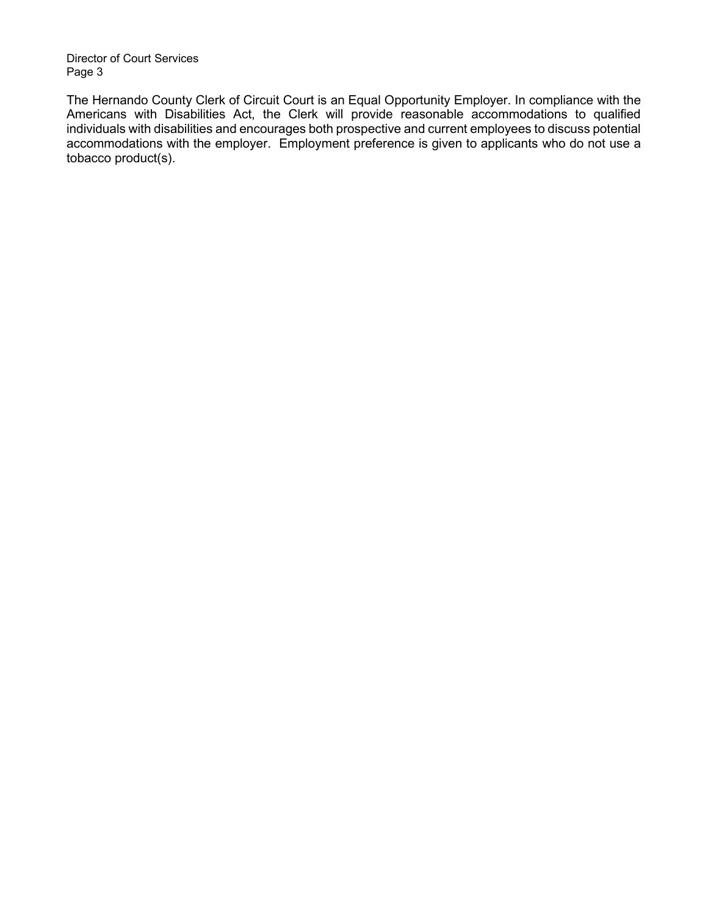The Hernando County Clerk of Circuit Court is an Equal Opportunity Employer. In compliance with the Americans with Disabilities Act, the Clerk will provide reasonable accommodations to qualified individuals with disabilities and encourages both prospective and current employees to discuss potential accommodations with the employer. Employment preference is given to applicants who do not use a tobacco product(s).